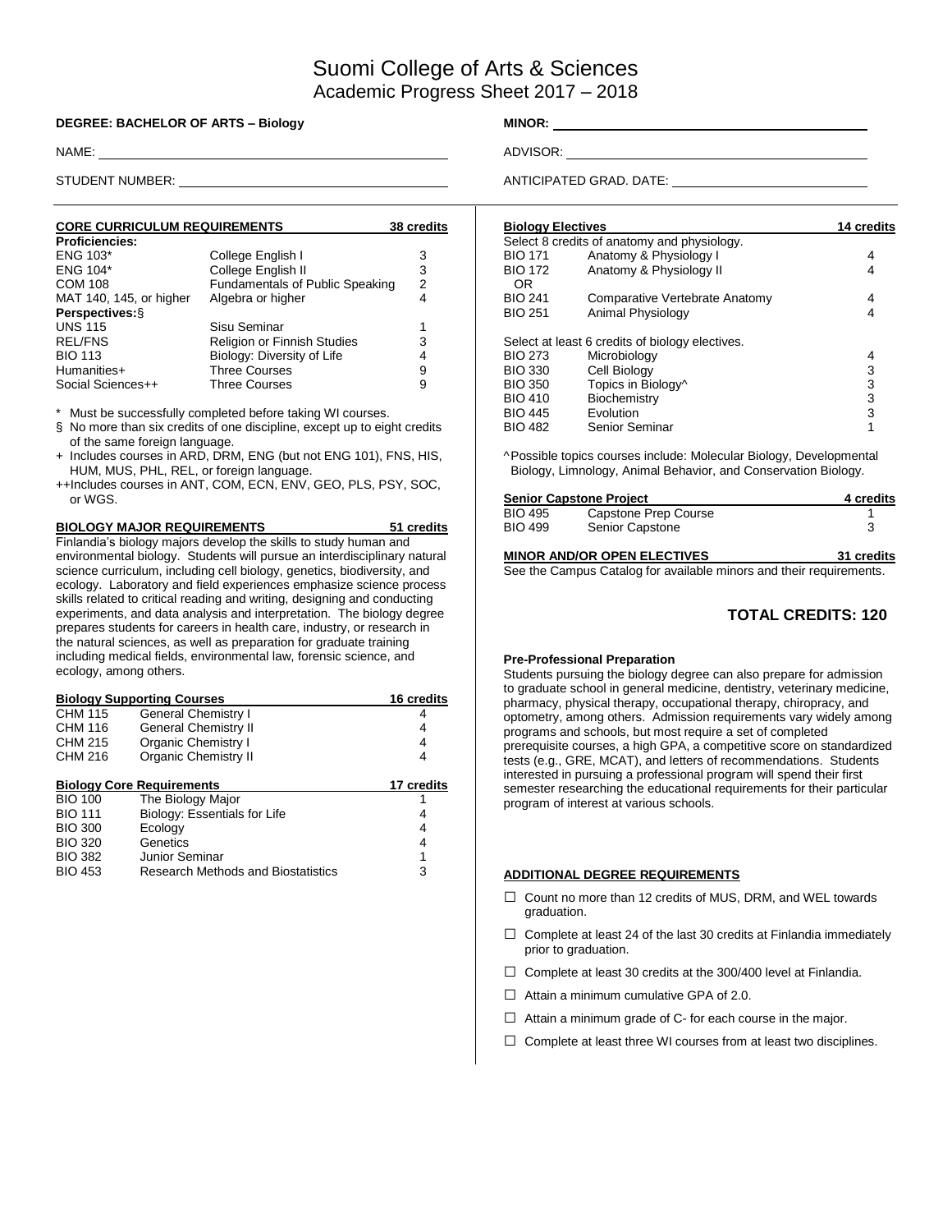# Suomi College of Arts & Sciences
## Academic Progress Sheet 2017 – 2018

**DEGREE: BACHELOR OF ARTS – Biology**

**MINOR:** ______________________

NAME: ______________________

ADVISOR: ______________________

STUDENT NUMBER: ______________________

ANTICIPATED GRAD. DATE: ______________________

### CORE CURRICULUM REQUIREMENTS — 38 credits

| | | |
|---|---|---|
| **Proficiencies:** | | |
| ENG 103* | College English I | 3 |
| ENG 104* | College English II | 3 |
| COM 108 | Fundamentals of Public Speaking | 2 |
| MAT 140, 145, or higher | Algebra or higher | 4 |
| **Perspectives:**§ | | |
| UNS 115 | Sisu Seminar | 1 |
| REL/FNS | Religion or Finnish Studies | 3 |
| BIO 113 | Biology: Diversity of Life | 4 |
| Humanities+ | Three Courses | 9 |
| Social Sciences++ | Three Courses | 9 |

\* Must be successfully completed before taking WI courses.

§ No more than six credits of one discipline, except up to eight credits of the same foreign language.

\+ Includes courses in ARD, DRM, ENG (but not ENG 101), FNS, HIS, HUM, MUS, PHL, REL, or foreign language.

++Includes courses in ANT, COM, ECN, ENV, GEO, PLS, PSY, SOC, or WGS.

### BIOLOGY MAJOR REQUIREMENTS — 51 credits

Finlandia's biology majors develop the skills to study human and environmental biology. Students will pursue an interdisciplinary natural science curriculum, including cell biology, genetics, biodiversity, and ecology. Laboratory and field experiences emphasize science process skills related to critical reading and writing, designing and conducting experiments, and data analysis and interpretation. The biology degree prepares students for careers in health care, industry, or research in the natural sciences, as well as preparation for graduate training including medical fields, environmental law, forensic science, and ecology, among others.

#### Biology Supporting Courses — 16 credits

| | | |
|---|---|---|
| CHM 115 | General Chemistry I | 4 |
| CHM 116 | General Chemistry II | 4 |
| CHM 215 | Organic Chemistry I | 4 |
| CHM 216 | Organic Chemistry II | 4 |

#### Biology Core Requirements — 17 credits

| | | |
|---|---|---|
| BIO 100 | The Biology Major | 1 |
| BIO 111 | Biology: Essentials for Life | 4 |
| BIO 300 | Ecology | 4 |
| BIO 320 | Genetics | 4 |
| BIO 382 | Junior Seminar | 1 |
| BIO 453 | Research Methods and Biostatistics | 3 |

#### Biology Electives — 14 credits

Select 8 credits of anatomy and physiology.

| | | |
|---|---|---|
| BIO 171 | Anatomy & Physiology I | 4 |
| BIO 172 | Anatomy & Physiology II | 4 |
| OR | | |
| BIO 241 | Comparative Vertebrate Anatomy | 4 |
| BIO 251 | Animal Physiology | 4 |

Select at least 6 credits of biology electives.

| | | |
|---|---|---|
| BIO 273 | Microbiology | 4 |
| BIO 330 | Cell Biology | 3 |
| BIO 350 | Topics in Biology^ | 3 |
| BIO 410 | Biochemistry | 3 |
| BIO 445 | Evolution | 3 |
| BIO 482 | Senior Seminar | 1 |

^Possible topics courses include: Molecular Biology, Developmental Biology, Limnology, Animal Behavior, and Conservation Biology.

#### Senior Capstone Project — 4 credits

| | | |
|---|---|---|
| BIO 495 | Capstone Prep Course | 1 |
| BIO 499 | Senior Capstone | 3 |

### MINOR AND/OR OPEN ELECTIVES — 31 credits

See the Campus Catalog for available minors and their requirements.

## TOTAL CREDITS: 120

**Pre-Professional Preparation**

Students pursuing the biology degree can also prepare for admission to graduate school in general medicine, dentistry, veterinary medicine, pharmacy, physical therapy, occupational therapy, chiropracy, and optometry, among others. Admission requirements vary widely among programs and schools, but most require a set of completed prerequisite courses, a high GPA, a competitive score on standardized tests (e.g., GRE, MCAT), and letters of recommendations. Students interested in pursuing a professional program will spend their first semester researching the educational requirements for their particular program of interest at various schools.

### ADDITIONAL DEGREE REQUIREMENTS

- ☐ Count no more than 12 credits of MUS, DRM, and WEL towards graduation.
- ☐ Complete at least 24 of the last 30 credits at Finlandia immediately prior to graduation.
- ☐ Complete at least 30 credits at the 300/400 level at Finlandia.
- ☐ Attain a minimum cumulative GPA of 2.0.
- ☐ Attain a minimum grade of C- for each course in the major.
- ☐ Complete at least three WI courses from at least two disciplines.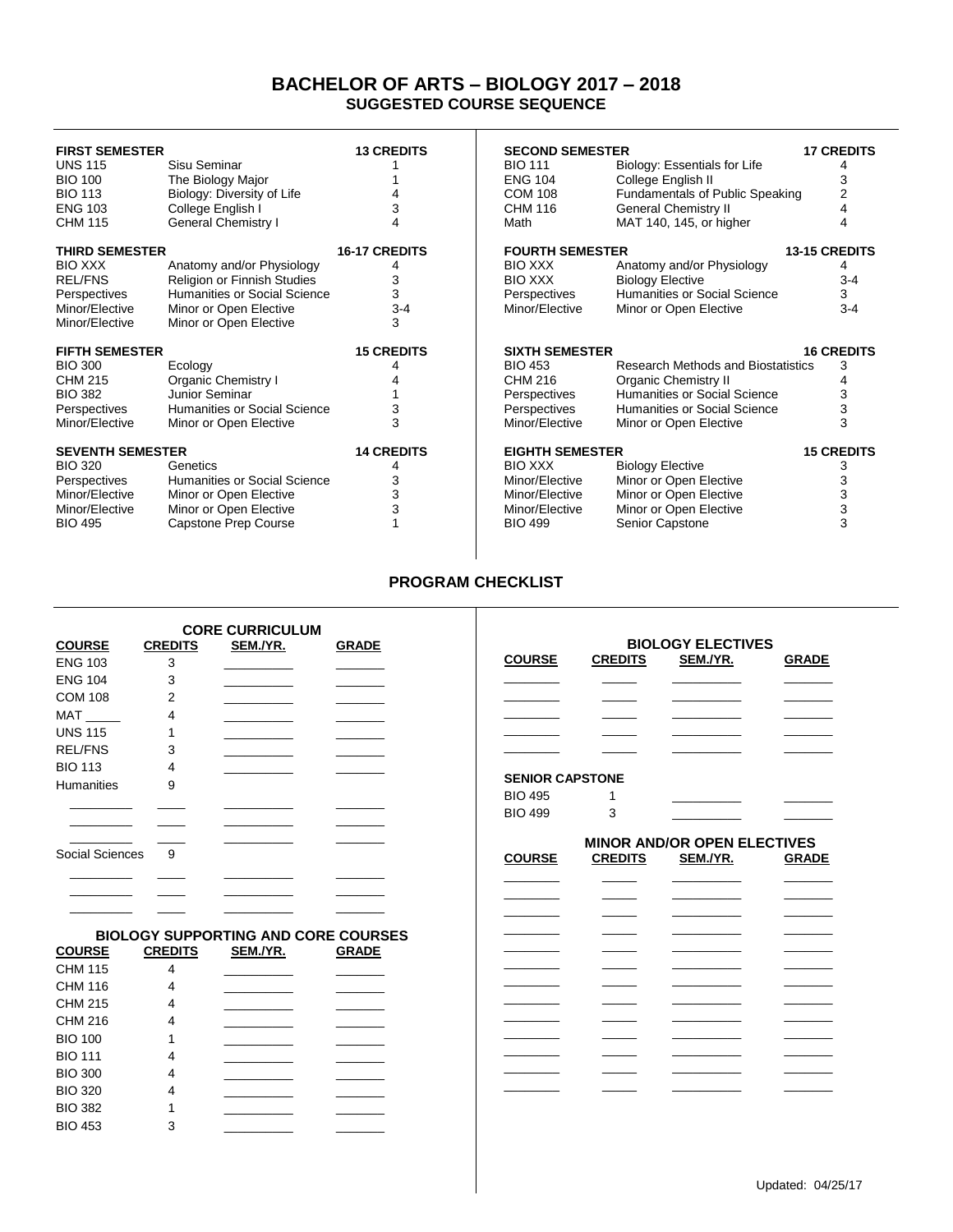# BACHELOR OF ARTS – BIOLOGY 2017 – 2018

## SUGGESTED COURSE SEQUENCE

| FIRST SEMESTER | | 13 CREDITS |
|---|---|---|
| UNS 115 | Sisu Seminar | 1 |
| BIO 100 | The Biology Major | 1 |
| BIO 113 | Biology: Diversity of Life | 4 |
| ENG 103 | College English I | 3 |
| CHM 115 | General Chemistry I | 4 |

| SECOND SEMESTER | | 17 CREDITS |
|---|---|---|
| BIO 111 | Biology: Essentials for Life | 4 |
| ENG 104 | College English II | 3 |
| COM 108 | Fundamentals of Public Speaking | 2 |
| CHM 116 | General Chemistry II | 4 |
| Math | MAT 140, 145, or higher | 4 |

| THIRD SEMESTER | | 16-17 CREDITS |
|---|---|---|
| BIO XXX | Anatomy and/or Physiology | 4 |
| REL/FNS | Religion or Finnish Studies | 3 |
| Perspectives | Humanities or Social Science | 3 |
| Minor/Elective | Minor or Open Elective | 3-4 |
| Minor/Elective | Minor or Open Elective | 3 |

| FOURTH SEMESTER | | 13-15 CREDITS |
|---|---|---|
| BIO XXX | Anatomy and/or Physiology | 4 |
| BIO XXX | Biology Elective | 3-4 |
| Perspectives | Humanities or Social Science | 3 |
| Minor/Elective | Minor or Open Elective | 3-4 |

| FIFTH SEMESTER | | 15 CREDITS |
|---|---|---|
| BIO 300 | Ecology | 4 |
| CHM 215 | Organic Chemistry I | 4 |
| BIO 382 | Junior Seminar | 1 |
| Perspectives | Humanities or Social Science | 3 |
| Minor/Elective | Minor or Open Elective | 3 |

| SIXTH SEMESTER | | 16 CREDITS |
|---|---|---|
| BIO 453 | Research Methods and Biostatistics | 3 |
| CHM 216 | Organic Chemistry II | 4 |
| Perspectives | Humanities or Social Science | 3 |
| Perspectives | Humanities or Social Science | 3 |
| Minor/Elective | Minor or Open Elective | 3 |

| SEVENTH SEMESTER | | 14 CREDITS |
|---|---|---|
| BIO 320 | Genetics | 4 |
| Perspectives | Humanities or Social Science | 3 |
| Minor/Elective | Minor or Open Elective | 3 |
| Minor/Elective | Minor or Open Elective | 3 |
| BIO 495 | Capstone Prep Course | 1 |

| EIGHTH SEMESTER | | 15 CREDITS |
|---|---|---|
| BIO XXX | Biology Elective | 3 |
| Minor/Elective | Minor or Open Elective | 3 |
| Minor/Elective | Minor or Open Elective | 3 |
| Minor/Elective | Minor or Open Elective | 3 |
| BIO 499 | Senior Capstone | 3 |

## PROGRAM CHECKLIST

### CORE CURRICULUM

| COURSE | CREDITS | SEM./YR. | GRADE |
|---|---|---|---|
| ENG 103 | 3 | | |
| ENG 104 | 3 | | |
| COM 108 | 2 | | |
| MAT _____ | 4 | | |
| UNS 115 | 1 | | |
| REL/FNS | 3 | | |
| BIO 113 | 4 | | |
| Humanities | 9 | | |
| | | | |
| | | | |
| | | | |
| Social Sciences | 9 | | |
| | | | |
| | | | |
| | | | |

### BIOLOGY SUPPORTING AND CORE COURSES

| COURSE | CREDITS | SEM./YR. | GRADE |
|---|---|---|---|
| CHM 115 | 4 | | |
| CHM 116 | 4 | | |
| CHM 215 | 4 | | |
| CHM 216 | 4 | | |
| BIO 100 | 1 | | |
| BIO 111 | 4 | | |
| BIO 300 | 4 | | |
| BIO 320 | 4 | | |
| BIO 382 | 1 | | |
| BIO 453 | 3 | | |

### BIOLOGY ELECTIVES

| COURSE | CREDITS | SEM./YR. | GRADE |
|---|---|---|---|
| | | | |
| | | | |
| | | | |
| | | | |
| | | | |

### SENIOR CAPSTONE

| COURSE | CREDITS | SEM./YR. | GRADE |
|---|---|---|---|
| BIO 495 | 1 | | |
| BIO 499 | 3 | | |

### MINOR AND/OR OPEN ELECTIVES

| COURSE | CREDITS | SEM./YR. | GRADE |
|---|---|---|---|
| | | | |
| | | | |
| | | | |
| | | | |
| | | | |
| | | | |
| | | | |
| | | | |
| | | | |
| | | | |
| | | | |
| | | | |
| | | | |

Updated: 04/25/17